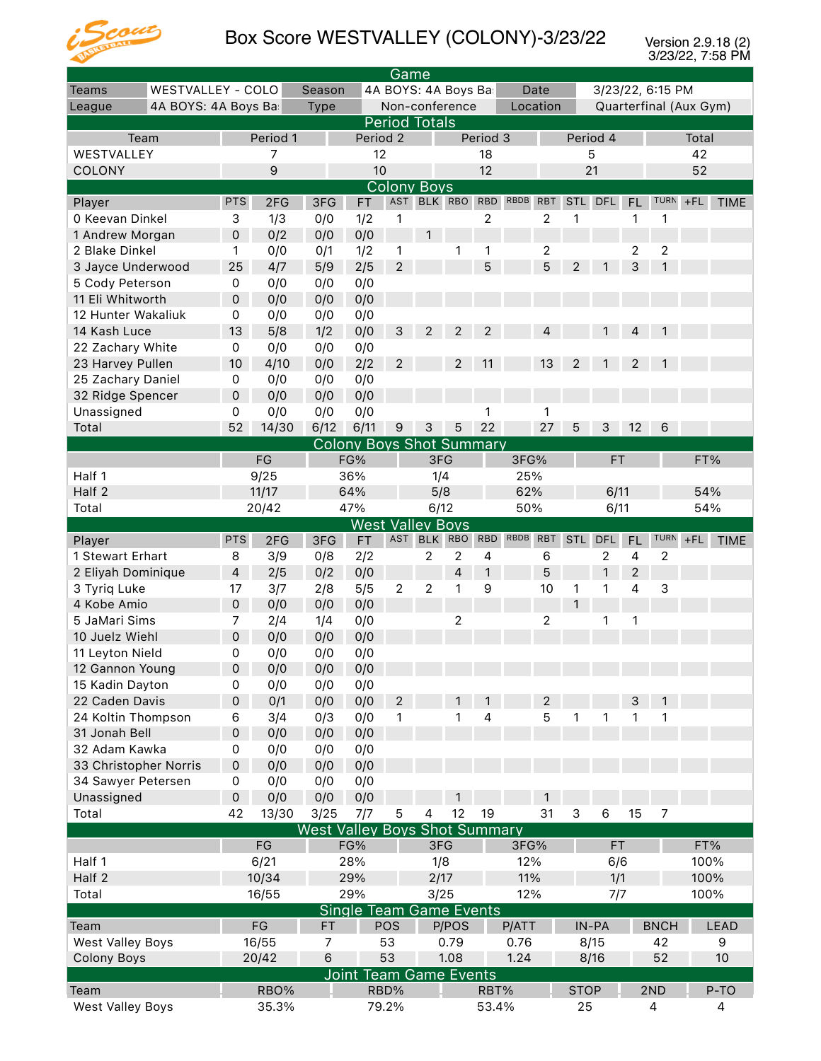# Box Score WESTVALLEY (COLONY)-3/23/22

Version 2.9.18 (2)
3/23/22, 7:58 PM

## Game

| | | | | | |
|---|---|---|---|---|---|
| Teams | WESTVALLEY - COLO | Season | 4A BOYS: 4A Boys Ba | Date | 3/23/22, 6:15 PM |
| League | 4A BOYS: 4A Boys Ba | Type | Non-conference | Location | Quarterfinal (Aux Gym) |

## Period Totals

| Team | Period 1 | Period 2 | Period 3 | Period 4 | Total |
|---|---|---|---|---|---|
| WESTVALLEY | 7 | 12 | 18 | 5 | 42 |
| COLONY | 9 | 10 | 12 | 21 | 52 |

## Colony Boys

| Player | PTS | 2FG | 3FG | FT | AST | BLK | RBO | RBD | RBDB | RBT | STL | DFL | FL | TURN | +FL | TIME |
|---|---|---|---|---|---|---|---|---|---|---|---|---|---|---|---|---|
| 0 Keevan Dinkel | 3 | 1/3 | 0/0 | 1/2 | 1 | | | 2 | | 2 | 1 | | 1 | 1 | | |
| 1 Andrew Morgan | 0 | 0/2 | 0/0 | 0/0 | | 1 | | | | | | | | | | |
| 2 Blake Dinkel | 1 | 0/0 | 0/1 | 1/2 | 1 | | 1 | 1 | | 2 | | | 2 | 2 | | |
| 3 Jayce Underwood | 25 | 4/7 | 5/9 | 2/5 | 2 | | | 5 | | 5 | 2 | 1 | 3 | 1 | | |
| 5 Cody Peterson | 0 | 0/0 | 0/0 | 0/0 | | | | | | | | | | | | |
| 11 Eli Whitworth | 0 | 0/0 | 0/0 | 0/0 | | | | | | | | | | | | |
| 12 Hunter Wakaliuk | 0 | 0/0 | 0/0 | 0/0 | | | | | | | | | | | | |
| 14 Kash Luce | 13 | 5/8 | 1/2 | 0/0 | 3 | 2 | 2 | 2 | | 4 | | 1 | 4 | 1 | | |
| 22 Zachary White | 0 | 0/0 | 0/0 | 0/0 | | | | | | | | | | | | |
| 23 Harvey Pullen | 10 | 4/10 | 0/0 | 2/2 | 2 | | 2 | 11 | | 13 | 2 | 1 | 2 | 1 | | |
| 25 Zachary Daniel | 0 | 0/0 | 0/0 | 0/0 | | | | | | | | | | | | |
| 32 Ridge Spencer | 0 | 0/0 | 0/0 | 0/0 | | | | | | | | | | | | |
| Unassigned | 0 | 0/0 | 0/0 | 0/0 | | | | 1 | | 1 | | | | | | |
| Total | 52 | 14/30 | 6/12 | 6/11 | 9 | 3 | 5 | 22 | | 27 | 5 | 3 | 12 | 6 | | |

## Colony Boys Shot Summary

| | FG | FG% | 3FG | 3FG% | FT | FT% |
|---|---|---|---|---|---|---|
| Half 1 | 9/25 | 36% | 1/4 | 25% | | |
| Half 2 | 11/17 | 64% | 5/8 | 62% | 6/11 | 54% |
| Total | 20/42 | 47% | 6/12 | 50% | 6/11 | 54% |

## West Valley Boys

| Player | PTS | 2FG | 3FG | FT | AST | BLK | RBO | RBD | RBDB | RBT | STL | DFL | FL | TURN | +FL | TIME |
|---|---|---|---|---|---|---|---|---|---|---|---|---|---|---|---|---|
| 1 Stewart Erhart | 8 | 3/9 | 0/8 | 2/2 | | 2 | 2 | 4 | | 6 | | 2 | 4 | 2 | | |
| 2 Eliyah Dominique | 4 | 2/5 | 0/2 | 0/0 | | | 4 | 1 | | 5 | | 1 | 2 | | | |
| 3 Tyriq Luke | 17 | 3/7 | 2/8 | 5/5 | 2 | 2 | 1 | 9 | | 10 | 1 | 1 | 4 | 3 | | |
| 4 Kobe Amio | 0 | 0/0 | 0/0 | 0/0 | | | | | | | 1 | | | | | |
| 5 JaMari Sims | 7 | 2/4 | 1/4 | 0/0 | | | 2 | | | 2 | | 1 | 1 | | | |
| 10 Juelz Wiehl | 0 | 0/0 | 0/0 | 0/0 | | | | | | | | | | | | |
| 11 Leyton Nield | 0 | 0/0 | 0/0 | 0/0 | | | | | | | | | | | | |
| 12 Gannon Young | 0 | 0/0 | 0/0 | 0/0 | | | | | | | | | | | | |
| 15 Kadin Dayton | 0 | 0/0 | 0/0 | 0/0 | | | | | | | | | | | | |
| 22 Caden Davis | 0 | 0/1 | 0/0 | 0/0 | 2 | | 1 | 1 | | 2 | | | 3 | 1 | | |
| 24 Koltin Thompson | 6 | 3/4 | 0/3 | 0/0 | 1 | | 1 | 4 | | 5 | 1 | 1 | 1 | 1 | | |
| 31 Jonah Bell | 0 | 0/0 | 0/0 | 0/0 | | | | | | | | | | | | |
| 32 Adam Kawka | 0 | 0/0 | 0/0 | 0/0 | | | | | | | | | | | | |
| 33 Christopher Norris | 0 | 0/0 | 0/0 | 0/0 | | | | | | | | | | | | |
| 34 Sawyer Petersen | 0 | 0/0 | 0/0 | 0/0 | | | | | | | | | | | | |
| Unassigned | 0 | 0/0 | 0/0 | 0/0 | | | 1 | | | 1 | | | | | | |
| Total | 42 | 13/30 | 3/25 | 7/7 | 5 | 4 | 12 | 19 | | 31 | 3 | 6 | 15 | 7 | | |

## West Valley Boys Shot Summary

| | FG | FG% | 3FG | 3FG% | FT | FT% |
|---|---|---|---|---|---|---|
| Half 1 | 6/21 | 28% | 1/8 | 12% | 6/6 | 100% |
| Half 2 | 10/34 | 29% | 2/17 | 11% | 1/1 | 100% |
| Total | 16/55 | 29% | 3/25 | 12% | 7/7 | 100% |

## Single Team Game Events

| Team | FG | FT | POS | P/POS | P/ATT | IN-PA | BNCH | LEAD |
|---|---|---|---|---|---|---|---|---|
| West Valley Boys | 16/55 | 7 | 53 | 0.79 | 0.76 | 8/15 | 42 | 9 |
| Colony Boys | 20/42 | 6 | 53 | 1.08 | 1.24 | 8/16 | 52 | 10 |

## Joint Team Game Events

| Team | RBO% | RBD% | RBT% | STOP | 2ND | P-TO |
|---|---|---|---|---|---|---|
| West Valley Boys | 35.3% | 79.2% | 53.4% | 25 | 4 | 4 |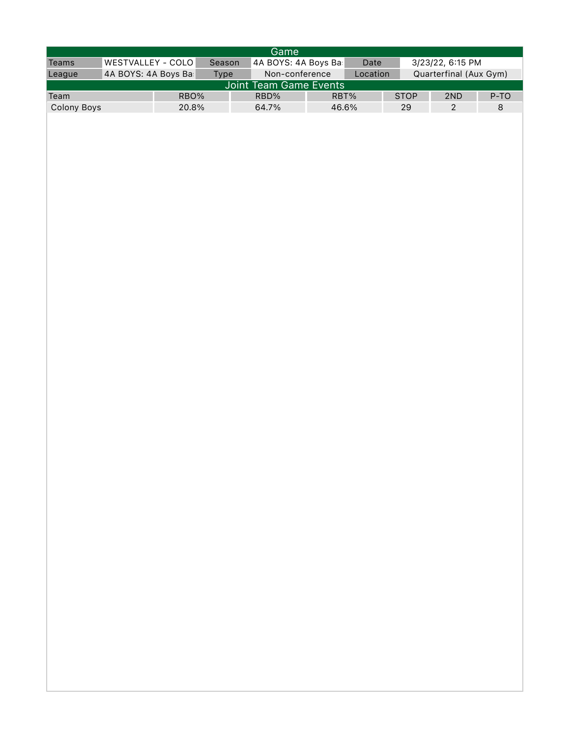## Game

| | | | | | |
|---|---|---|---|---|---|
| Teams | WESTVALLEY - COLO | Season | 4A BOYS: 4A Boys Ba | Date | 3/23/22, 6:15 PM |
| League | 4A BOYS: 4A Boys Ba | Type | Non-conference | Location | Quarterfinal (Aux Gym) |

## Joint Team Game Events

| Team | RBO% | RBD% | RBT% | STOP | 2ND | P-TO |
|---|---|---|---|---|---|---|
| Colony Boys | 20.8% | 64.7% | 46.6% | 29 | 2 | 8 |